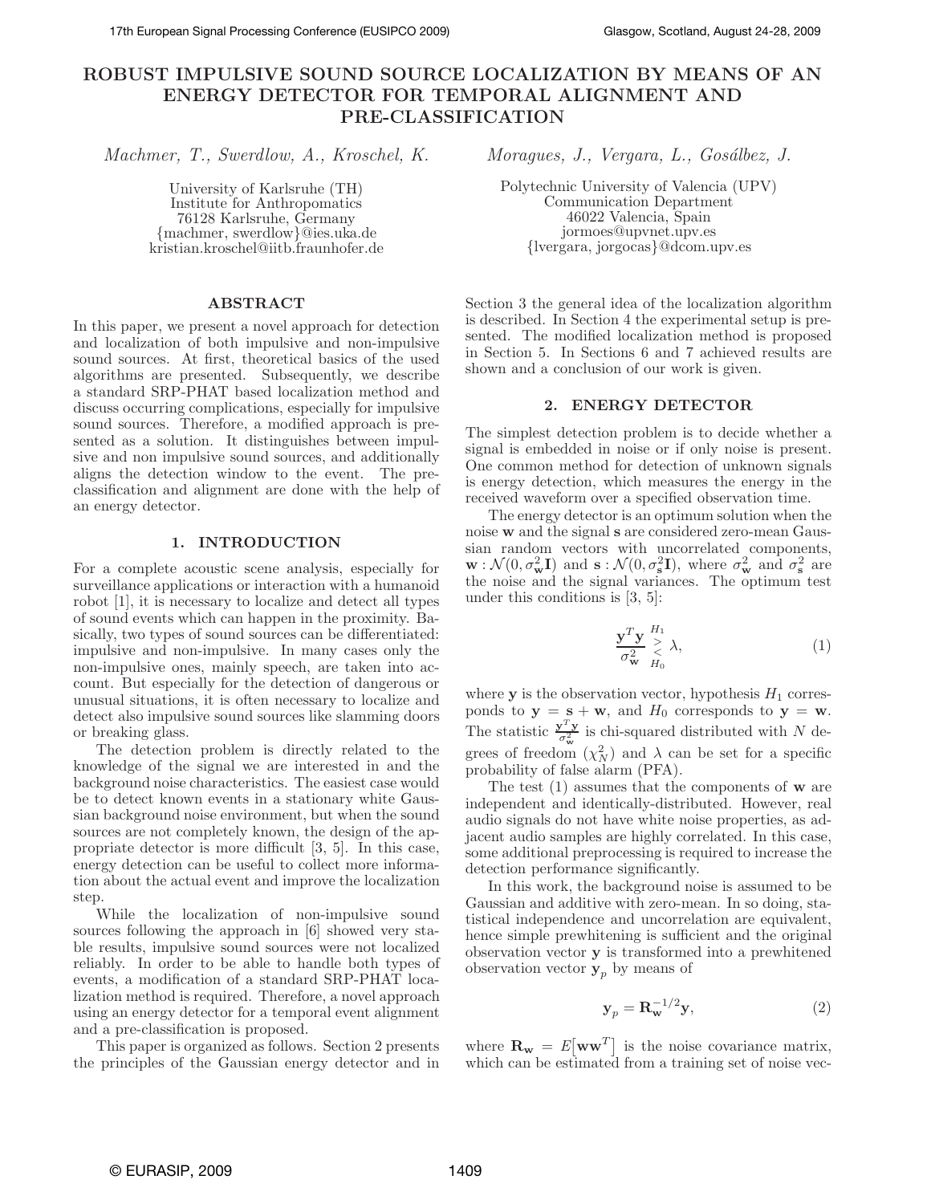# ROBUST IMPULSIVE SOUND SOURCE LOCALIZATION BY MEANS OF AN ENERGY DETECTOR FOR TEMPORAL ALIGNMENT AND PRE-CLASSIFICATION

*Machmer, T., Swerdlow, A., Kroschel, K.*

University of Karlsruhe (TH)
Institute for Anthropomatics
76128 Karlsruhe, Germany
{machmer, swerdlow}@ies.uka.de
kristian.kroschel@iitb.fraunhofer.de

*Moragues, J., Vergara, L., Gosálbez, J.*

Polytechnic University of Valencia (UPV)
Communication Department
46022 Valencia, Spain
jormoes@upvnet.upv.es
{lvergara, jorgocas}@dcom.upv.es

## ABSTRACT

In this paper, we present a novel approach for detection and localization of both impulsive and non-impulsive sound sources. At first, theoretical basics of the used algorithms are presented. Subsequently, we describe a standard SRP-PHAT based localization method and discuss occurring complications, especially for impulsive sound sources. Therefore, a modified approach is presented as a solution. It distinguishes between impulsive and non impulsive sound sources, and additionally aligns the detection window to the event. The pre-classification and alignment are done with the help of an energy detector.

## 1. INTRODUCTION

For a complete acoustic scene analysis, especially for surveillance applications or interaction with a humanoid robot [1], it is necessary to localize and detect all types of sound events which can happen in the proximity. Basically, two types of sound sources can be differentiated: impulsive and non-impulsive. In many cases only the non-impulsive ones, mainly speech, are taken into account. But especially for the detection of dangerous or unusual situations, it is often necessary to localize and detect also impulsive sound sources like slamming doors or breaking glass.

The detection problem is directly related to the knowledge of the signal we are interested in and the background noise characteristics. The easiest case would be to detect known events in a stationary white Gaussian background noise environment, but when the sound sources are not completely known, the design of the appropriate detector is more difficult [3, 5]. In this case, energy detection can be useful to collect more information about the actual event and improve the localization step.

While the localization of non-impulsive sound sources following the approach in [6] showed very stable results, impulsive sound sources were not localized reliably. In order to be able to handle both types of events, a modification of a standard SRP-PHAT localization method is required. Therefore, a novel approach using an energy detector for a temporal event alignment and a pre-classification is proposed.

This paper is organized as follows. Section 2 presents the principles of the Gaussian energy detector and in Section 3 the general idea of the localization algorithm is described. In Section 4 the experimental setup is presented. The modified localization method is proposed in Section 5. In Sections 6 and 7 achieved results are shown and a conclusion of our work is given.

## 2. ENERGY DETECTOR

The simplest detection problem is to decide whether a signal is embedded in noise or if only noise is present. One common method for detection of unknown signals is energy detection, which measures the energy in the received waveform over a specified observation time.

The energy detector is an optimum solution when the noise $\mathbf{w}$ and the signal $\mathbf{s}$ are considered zero-mean Gaussian random vectors with uncorrelated components, $\mathbf{w} : \mathcal{N}(0, \sigma_{\mathbf{w}}^2 \mathbf{I})$ and $\mathbf{s} : \mathcal{N}(0, \sigma_{\mathbf{s}}^2 \mathbf{I})$, where $\sigma_{\mathbf{w}}^2$ and $\sigma_{\mathbf{s}}^2$ are the noise and the signal variances. The optimum test under this conditions is [3, 5]:

$$\frac{\mathbf{y}^T \mathbf{y}}{\sigma_{\mathbf{w}}^2} \mathop{\gtrless}_{H_0}^{H_1} \lambda, \tag{1}$$

where $\mathbf{y}$ is the observation vector, hypothesis $H_1$ corresponds to $\mathbf{y} = \mathbf{s} + \mathbf{w}$, and $H_0$ corresponds to $\mathbf{y} = \mathbf{w}$. The statistic $\frac{\mathbf{y}^T \mathbf{y}}{\sigma_{\mathbf{w}}^2}$ is chi-squared distributed with $N$ degrees of freedom ($\chi_N^2$) and $\lambda$ can be set for a specific probability of false alarm (PFA).

The test (1) assumes that the components of $\mathbf{w}$ are independent and identically-distributed. However, real audio signals do not have white noise properties, as adjacent audio samples are highly correlated. In this case, some additional preprocessing is required to increase the detection performance significantly.

In this work, the background noise is assumed to be Gaussian and additive with zero-mean. In so doing, statistical independence and uncorrelation are equivalent, hence simple prewhitening is sufficient and the original observation vector $\mathbf{y}$ is transformed into a prewhitened observation vector $\mathbf{y}_p$ by means of

$$\mathbf{y}_p = \mathbf{R}_{\mathbf{w}}^{-1/2} \mathbf{y}, \tag{2}$$

where $\mathbf{R}_{\mathbf{w}} = E\big[\mathbf{w}\mathbf{w}^T\big]$ is the noise covariance matrix, which can be estimated from a training set of noise vec-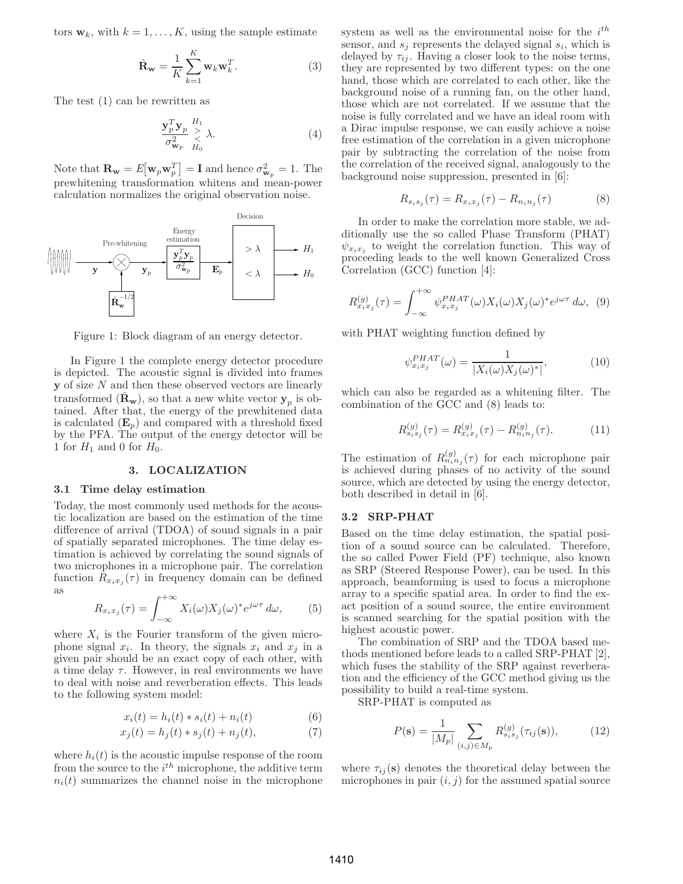tors $\mathbf{w}_k$, with $k = 1, \ldots, K$, using the sample estimate

$$\hat{\mathbf{R}}_{\mathbf{w}} = \frac{1}{K} \sum_{k=1}^{K} \mathbf{w}_k \mathbf{w}_k^T. \tag{3}$$

The test (1) can be rewritten as

$$\frac{\mathbf{y}_p^T \mathbf{y}_p}{\sigma_{\mathbf{w}_p}^2} \underset{H_0}{\overset{H_1}{\gtrless}} \lambda. \tag{4}$$

Note that $\mathbf{R}_{\mathbf{w}} = E[\mathbf{w}_p \mathbf{w}_p^T] = \mathbf{I}$ and hence $\sigma_{\mathbf{w}_p}^2 = 1$. The prewhitening transformation whitens and mean-power calculation normalizes the original observation noise.

Figure 1: Block diagram of an energy detector.

In Figure 1 the complete energy detector procedure is depicted. The acoustic signal is divided into frames $\mathbf{y}$ of size $N$ and then these observed vectors are linearly transformed ($\hat{\mathbf{R}}_{\mathbf{w}}$), so that a new white vector $\mathbf{y}_p$ is obtained. After that, the energy of the prewhitened data is calculated ($\mathbf{E}_p$) and compared with a threshold fixed by the PFA. The output of the energy detector will be 1 for $H_1$ and 0 for $H_0$.

## 3. LOCALIZATION

### 3.1 Time delay estimation

Today, the most commonly used methods for the acoustic localization are based on the estimation of the time difference of arrival (TDOA) of sound signals in a pair of spatially separated microphones. The time delay estimation is achieved by correlating the sound signals of two microphones in a microphone pair. The correlation function $R_{x_i x_j}(\tau)$ in frequency domain can be defined as

$$R_{x_i x_j}(\tau) = \int_{-\infty}^{+\infty} X_i(\omega) X_j(\omega)^* e^{j\omega\tau} \, d\omega, \tag{5}$$

where $X_i$ is the Fourier transform of the given microphone signal $x_i$. In theory, the signals $x_i$ and $x_j$ in a given pair should be an exact copy of each other, with a time delay $\tau$. However, in real environments we have to deal with noise and reverberation effects. This leads to the following system model:

$$x_i(t) = h_i(t) * s_i(t) + n_i(t) \tag{6}$$

$$x_j(t) = h_j(t) * s_j(t) + n_j(t), \tag{7}$$

where $h_i(t)$ is the acoustic impulse response of the room from the source to the $i^{th}$ microphone, the additive term $n_i(t)$ summarizes the channel noise in the microphone system as well as the environmental noise for the $i^{th}$ sensor, and $s_j$ represents the delayed signal $s_i$, which is delayed by $\tau_{ij}$. Having a closer look to the noise terms, they are represented by two different types: on the one hand, those which are correlated to each other, like the background noise of a running fan, on the other hand, those which are not correlated. If we assume that the noise is fully correlated and we have an ideal room with a Dirac impulse response, we can easily achieve a noise free estimation of the correlation in a given microphone pair by subtracting the correlation of the noise from the correlation of the received signal, analogously to the background noise suppression, presented in [6]:

$$R_{s_i s_j}(\tau) = R_{x_i x_j}(\tau) - R_{n_i n_j}(\tau) \tag{8}$$

In order to make the correlation more stable, we additionally use the so called Phase Transform (PHAT) $\psi_{x_i x_j}$ to weight the correlation function. This way of proceeding leads to the well known Generalized Cross Correlation (GCC) function [4]:

$$R_{x_i x_j}^{(g)}(\tau) = \int_{-\infty}^{+\infty} \psi_{x_i x_j}^{PHAT}(\omega) X_i(\omega) X_j(\omega)^* e^{j\omega\tau} \, d\omega, \tag{9}$$

with PHAT weighting function defined by

$$\psi_{x_i x_j}^{PHAT}(\omega) = \frac{1}{|X_i(\omega) X_j(\omega)^*|}, \tag{10}$$

which can also be regarded as a whitening filter. The combination of the GCC and (8) leads to:

$$R_{s_i s_j}^{(g)}(\tau) = R_{x_i x_j}^{(g)}(\tau) - R_{n_i n_j}^{(g)}(\tau). \tag{11}$$

The estimation of $R_{n_i n_j}^{(g)}(\tau)$ for each microphone pair is achieved during phases of no activity of the sound source, which are detected by using the energy detector, both described in detail in [6].

### 3.2 SRP-PHAT

Based on the time delay estimation, the spatial position of a sound source can be calculated. Therefore, the so called Power Field (PF) technique, also known as SRP (Steered Response Power), can be used. In this approach, beamforming is used to focus a microphone array to a specific spatial area. In order to find the exact position of a sound source, the entire environment is scanned searching for the spatial position with the highest acoustic power.

The combination of SRP and the TDOA based methods mentioned before leads to a called SRP-PHAT [2], which fuses the stability of the SRP against reverberation and the efficiency of the GCC method giving us the possibility to build a real-time system.

SRP-PHAT is computed as

$$P(\mathbf{s}) = \frac{1}{|M_p|} \sum_{(i,j) \in M_p} R_{s_i s_j}^{(g)}(\tau_{ij}(\mathbf{s})), \tag{12}$$

where $\tau_{ij}(\mathbf{s})$ denotes the theoretical delay between the microphones in pair $(i, j)$ for the assumed spatial source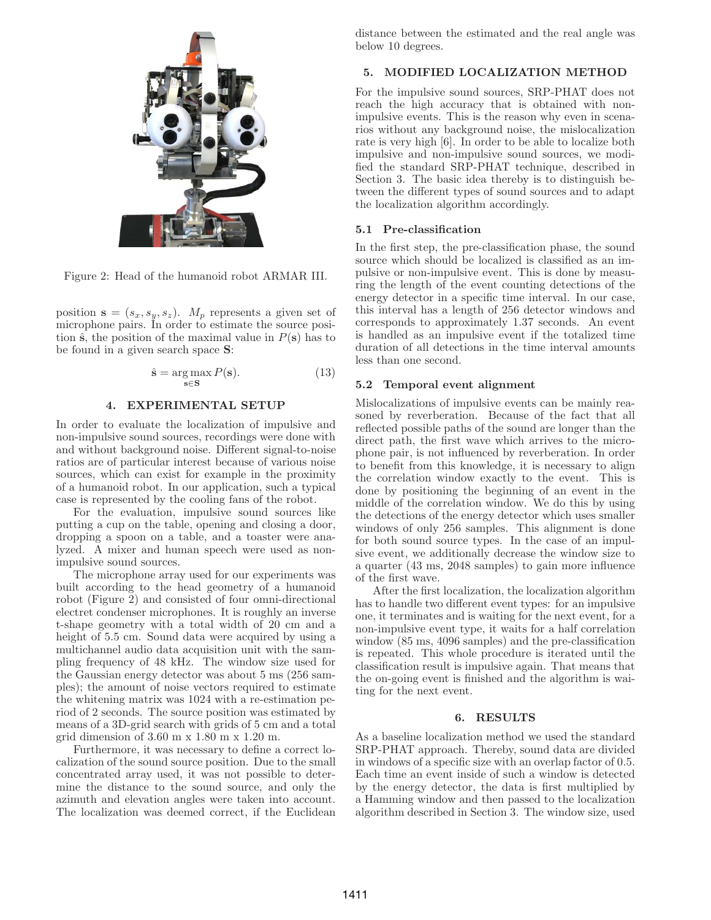Figure 2: Head of the humanoid robot ARMAR III.

position $\mathbf{s} = (s_x, s_y, s_z)$. $M_p$ represents a given set of microphone pairs. In order to estimate the source position $\hat{\mathbf{s}}$, the position of the maximal value in $P(\mathbf{s})$ has to be found in a given search space $\mathbf{S}$:

$$\hat{\mathbf{s}} = \underset{\mathbf{s} \in \mathbf{S}}{\arg\max}\, P(\mathbf{s}). \tag{13}$$

## 4. EXPERIMENTAL SETUP

In order to evaluate the localization of impulsive and non-impulsive sound sources, recordings were done with and without background noise. Different signal-to-noise ratios are of particular interest because of various noise sources, which can exist for example in the proximity of a humanoid robot. In our application, such a typical case is represented by the cooling fans of the robot.

For the evaluation, impulsive sound sources like putting a cup on the table, opening and closing a door, dropping a spoon on a table, and a toaster were analyzed. A mixer and human speech were used as non-impulsive sound sources.

The microphone array used for our experiments was built according to the head geometry of a humanoid robot (Figure 2) and consisted of four omni-directional electret condenser microphones. It is roughly an inverse t-shape geometry with a total width of 20 cm and a height of 5.5 cm. Sound data were acquired by using a multichannel audio data acquisition unit with the sampling frequency of 48 kHz. The window size used for the Gaussian energy detector was about 5 ms (256 samples); the amount of noise vectors required to estimate the whitening matrix was 1024 with a re-estimation period of 2 seconds. The source position was estimated by means of a 3D-grid search with grids of 5 cm and a total grid dimension of 3.60 m x 1.80 m x 1.20 m.

Furthermore, it was necessary to define a correct localization of the sound source position. Due to the small concentrated array used, it was not possible to determine the distance to the sound source, and only the azimuth and elevation angles were taken into account. The localization was deemed correct, if the Euclidean distance between the estimated and the real angle was below 10 degrees.

## 5. MODIFIED LOCALIZATION METHOD

For the impulsive sound sources, SRP-PHAT does not reach the high accuracy that is obtained with non-impulsive events. This is the reason why even in scenarios without any background noise, the mislocalization rate is very high [6]. In order to be able to localize both impulsive and non-impulsive sound sources, we modified the standard SRP-PHAT technique, described in Section 3. The basic idea thereby is to distinguish between the different types of sound sources and to adapt the localization algorithm accordingly.

### 5.1 Pre-classification

In the first step, the pre-classification phase, the sound source which should be localized is classified as an impulsive or non-impulsive event. This is done by measuring the length of the event counting detections of the energy detector in a specific time interval. In our case, this interval has a length of 256 detector windows and corresponds to approximately 1.37 seconds. An event is handled as an impulsive event if the totalized time duration of all detections in the time interval amounts less than one second.

### 5.2 Temporal event alignment

Mislocalizations of impulsive events can be mainly reasoned by reverberation. Because of the fact that all reflected possible paths of the sound are longer than the direct path, the first wave which arrives to the microphone pair, is not influenced by reverberation. In order to benefit from this knowledge, it is necessary to align the correlation window exactly to the event. This is done by positioning the beginning of an event in the middle of the correlation window. We do this by using the detections of the energy detector which uses smaller windows of only 256 samples. This alignment is done for both sound source types. In the case of an impulsive event, we additionally decrease the window size to a quarter (43 ms, 2048 samples) to gain more influence of the first wave.

After the first localization, the localization algorithm has to handle two different event types: for an impulsive one, it terminates and is waiting for the next event, for a non-impulsive event type, it waits for a half correlation window (85 ms, 4096 samples) and the pre-classification is repeated. This whole procedure is iterated until the classification result is impulsive again. That means that the on-going event is finished and the algorithm is waiting for the next event.

## 6. RESULTS

As a baseline localization method we used the standard SRP-PHAT approach. Thereby, sound data are divided in windows of a specific size with an overlap factor of 0.5. Each time an event inside of such a window is detected by the energy detector, the data is first multiplied by a Hamming window and then passed to the localization algorithm described in Section 3. The window size, used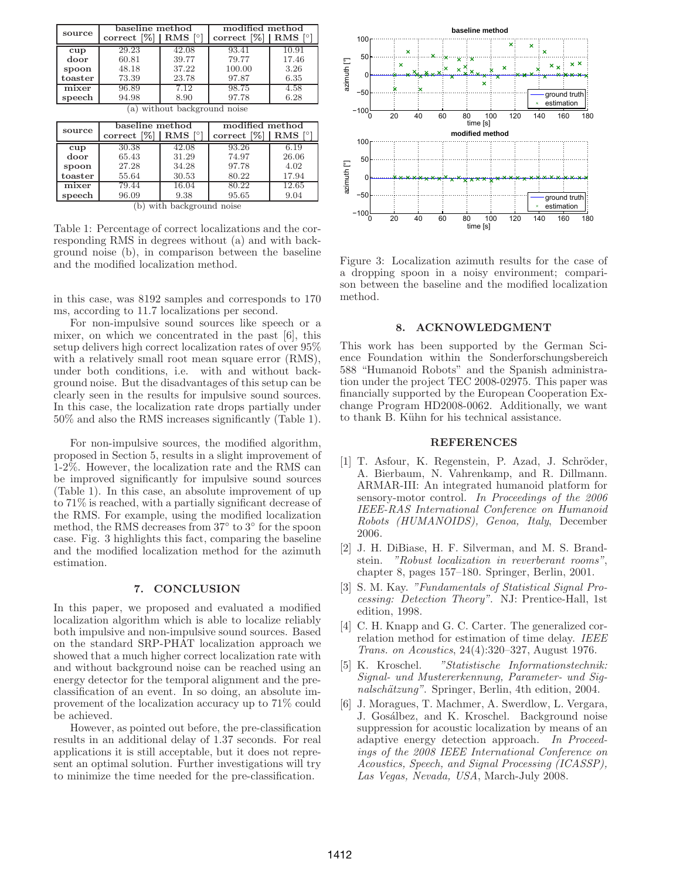| source | baseline method | | modified method | |
|---|---|---|---|---|
| | correct [%] | RMS [°] | correct [%] | RMS [°] |
| cup | 29.23 | 42.08 | 93.41 | 10.91 |
| door | 60.81 | 39.77 | 79.77 | 17.46 |
| spoon | 48.18 | 37.22 | 100.00 | 3.26 |
| toaster | 73.39 | 23.78 | 97.87 | 6.35 |
| mixer | 96.89 | 7.12 | 98.75 | 4.58 |
| speech | 94.98 | 8.90 | 97.78 | 6.28 |

(a) without background noise

| source | baseline method | | modified method | |
|---|---|---|---|---|
| | correct [%] | RMS [°] | correct [%] | RMS [°] |
| cup | 30.38 | 42.08 | 93.26 | 6.19 |
| door | 65.43 | 31.29 | 74.97 | 26.06 |
| spoon | 27.28 | 34.28 | 97.78 | 4.02 |
| toaster | 55.64 | 30.53 | 80.22 | 17.94 |
| mixer | 79.44 | 16.04 | 80.22 | 12.65 |
| speech | 96.09 | 9.38 | 95.65 | 9.04 |

(b) with background noise

Table 1: Percentage of correct localizations and the corresponding RMS in degrees without (a) and with background noise (b), in comparison between the baseline and the modified localization method.

in this case, was 8192 samples and corresponds to 170 ms, according to 11.7 localizations per second.

For non-impulsive sound sources like speech or a mixer, on which we concentrated in the past [6], this setup delivers high correct localization rates of over 95% with a relatively small root mean square error (RMS), under both conditions, i.e. with and without background noise. But the disadvantages of this setup can be clearly seen in the results for impulsive sound sources. In this case, the localization rate drops partially under 50% and also the RMS increases significantly (Table 1).

For non-impulsive sources, the modified algorithm, proposed in Section 5, results in a slight improvement of 1-2%. However, the localization rate and the RMS can be improved significantly for impulsive sound sources (Table 1). In this case, an absolute improvement of up to 71% is reached, with a partially significant decrease of the RMS. For example, using the modified localization method, the RMS decreases from 37° to 3° for the spoon case. Fig. 3 highlights this fact, comparing the baseline and the modified localization method for the azimuth estimation.

## 7. CONCLUSION

In this paper, we proposed and evaluated a modified localization algorithm which is able to localize reliably both impulsive and non-impulsive sound sources. Based on the standard SRP-PHAT localization approach we showed that a much higher correct localization rate with and without background noise can be reached using an energy detector for the temporal alignment and the pre-classification of an event. In so doing, an absolute improvement of the localization accuracy up to 71% could be achieved.

However, as pointed out before, the pre-classification results in an additional delay of 1.37 seconds. For real applications it is still acceptable, but it does not represent an optimal solution. Further investigations will try to minimize the time needed for the pre-classification.

baseline method
azimuth [°]
time [s]
ground truth
estimation

modified method
azimuth [°]
time [s]
ground truth
estimation

Figure 3: Localization azimuth results for the case of a dropping spoon in a noisy environment; comparison between the baseline and the modified localization method.

## 8. ACKNOWLEDGMENT

This work has been supported by the German Science Foundation within the Sonderforschungsbereich 588 "Humanoid Robots" and the Spanish administration under the project TEC 2008-02975. This paper was financially supported by the European Cooperation Exchange Program HD2008-0062. Additionally, we want to thank B. Kühn for his technical assistance.

## REFERENCES

[1] T. Asfour, K. Regenstein, P. Azad, J. Schröder, A. Bierbaum, N. Vahrenkamp, and R. Dillmann. ARMAR-III: An integrated humanoid platform for sensory-motor control. *In Proceedings of the 2006 IEEE-RAS International Conference on Humanoid Robots (HUMANOIDS), Genoa, Italy*, December 2006.

[2] J. H. DiBiase, H. F. Silverman, and M. S. Brandstein. *"Robust localization in reverberant rooms"*, chapter 8, pages 157–180. Springer, Berlin, 2001.

[3] S. M. Kay. *"Fundamentals of Statistical Signal Processing: Detection Theory"*. NJ: Prentice-Hall, 1st edition, 1998.

[4] C. H. Knapp and G. C. Carter. The generalized correlation method for estimation of time delay. *IEEE Trans. on Acoustics*, 24(4):320–327, August 1976.

[5] K. Kroschel. *"Statistische Informationstechnik: Signal- und Mustererkennung, Parameter- und Signalschätzung"*. Springer, Berlin, 4th edition, 2004.

[6] J. Moragues, T. Machmer, A. Swerdlow, L. Vergara, J. Gosálbez, and K. Kroschel. Background noise suppression for acoustic localization by means of an adaptive energy detection approach. *In Proceedings of the 2008 IEEE International Conference on Acoustics, Speech, and Signal Processing (ICASSP), Las Vegas, Nevada, USA*, March-July 2008.